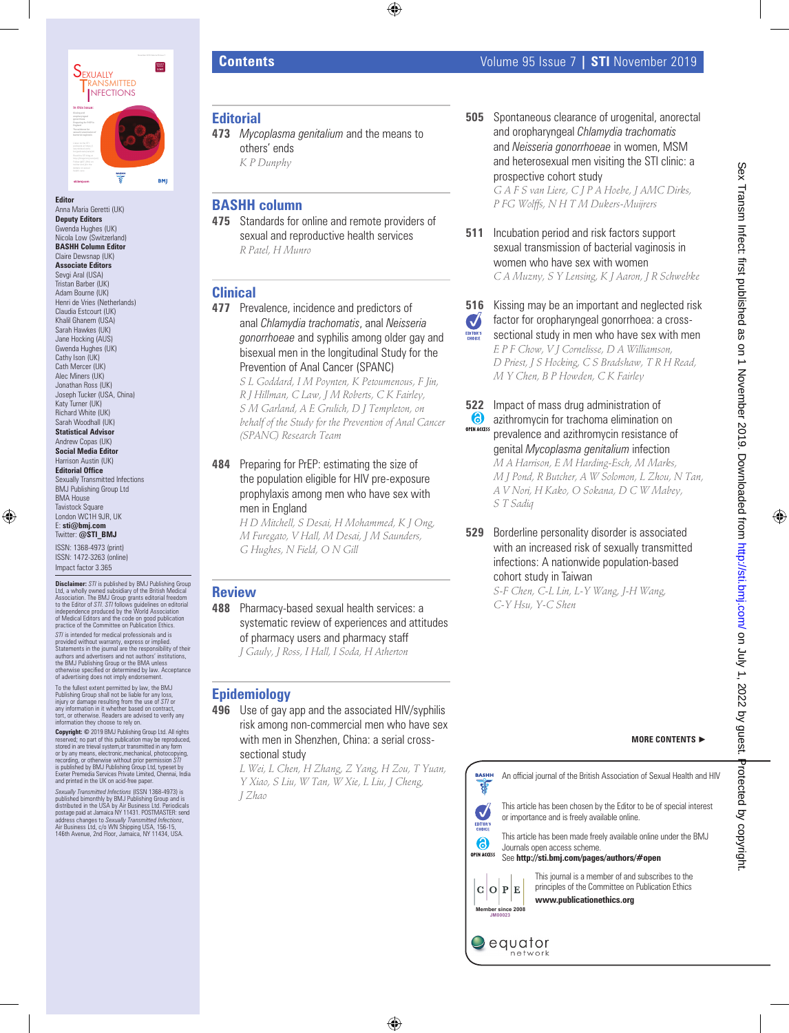# Contents

Volume 95 Issue 7 | **STI** November 2019

## Editorial

**473** *Mycoplasma genitalium* and the means to others' ends
*K P Dunphy*

## BASHH column

**475** Standards for online and remote providers of sexual and reproductive health services
*R Patel, H Munro*

## Clinical

**477** Prevalence, incidence and predictors of anal *Chlamydia trachomatis*, anal *Neisseria gonorrhoeae* and syphilis among older gay and bisexual men in the longitudinal Study for the Prevention of Anal Cancer (SPANC)
*S L Goddard, I M Poynten, K Petoumenous, F Jin, R J Hillman, C Law, J M Roberts, C K Fairley, S M Garland, A E Grulich, D J Templeton, on behalf of the Study for the Prevention of Anal Cancer (SPANC) Research Team*

**484** Preparing for PrEP: estimating the size of the population eligible for HIV pre-exposure prophylaxis among men who have sex with men in England
*H D Mitchell, S Desai, H Mohammed, K J Ong, M Furegato, V Hall, M Desai, J M Saunders, G Hughes, N Field, O N Gill*

## Review

**488** Pharmacy-based sexual health services: a systematic review of experiences and attitudes of pharmacy users and pharmacy staff
*J Gauly, J Ross, I Hall, I Soda, H Atherton*

## Epidemiology

**496** Use of gay app and the associated HIV/syphilis risk among non-commercial men who have sex with men in Shenzhen, China: a serial cross-sectional study
*L Wei, L Chen, H Zhang, Z Yang, H Zou, T Yuan, Y Xiao, S Liu, W Tan, W Xie, L Liu, J Cheng, J Zhao*

**505** Spontaneous clearance of urogenital, anorectal and oropharyngeal *Chlamydia trachomatis* and *Neisseria gonorrhoeae* in women, MSM and heterosexual men visiting the STI clinic: a prospective cohort study
*G A F S van Liere, C J P A Hoebe, J AMC Dirks, P FG Wolffs, N H T M Dukers-Muijrers*

**511** Incubation period and risk factors support sexual transmission of bacterial vaginosis in women who have sex with women
*C A Muzny, S Y Lensing, K J Aaron, J R Schwebke*

**516** (Editor's choice) Kissing may be an important and neglected risk factor for oropharyngeal gonorrhoea: a cross-sectional study in men who have sex with men
*E P F Chow, V J Cornelisse, D A Williamson, D Priest, J S Hocking, C S Bradshaw, T R H Read, M Y Chen, B P Howden, C K Fairley*

**522** (Open access) Impact of mass drug administration of azithromycin for trachoma elimination on prevalence and azithromycin resistance of genital *Mycoplasma genitalium* infection
*M A Harrison, E M Harding-Esch, M Marks, M J Pond, R Butcher, A W Solomon, L Zhou, N Tan, A V Nori, H Kako, O Sokana, D C W Mabey, S T Sadiq*

**529** Borderline personality disorder is associated with an increased risk of sexually transmitted infections: A nationwide population-based cohort study in Taiwan
*S-F Chen, C-L Lin, L-Y Wang, J-H Wang, C-Y Hsu, Y-C Shen*

**MORE CONTENTS ►**

---

**Editor**
Anna Maria Geretti (UK)
**Deputy Editors**
Gwenda Hughes (UK)
Nicola Low (Switzerland)
**BASHH Column Editor**
Claire Dewsnap (UK)
**Associate Editors**
Sevgi Aral (USA)
Tristan Barber (UK)
Adam Bourne (UK)
Henri de Vries (Netherlands)
Claudia Estcourt (UK)
Khalil Ghanem (USA)
Sarah Hawkes (UK)
Jane Hocking (AUS)
Gwenda Hughes (UK)
Cathy Ison (UK)
Cath Mercer (UK)
Alec Miners (UK)
Jonathan Ross (UK)
Joseph Tucker (USA, China)
Katy Turner (UK)
Richard White (UK)
Sarah Woodhall (UK)
**Statistical Advisor**
Andrew Copas (UK)
**Social Media Editor**
Harrison Austin (UK)
**Editorial Office**
Sexually Transmitted Infections
BMJ Publishing Group Ltd
BMA House
Tavistock Square
London WC1H 9JR, UK
E: **sti@bmj.com**
Twitter: **@STI_BMJ**

ISSN: 1368-4973 (print)
ISSN: 1472-3263 (online)
Impact factor 3.365

**Disclaimer:** *STI* is published by BMJ Publishing Group Ltd, a wholly owned subsidiary of the British Medical Association. The BMJ Group grants editorial freedom to the Editor of *STI*. *STI* follows guidelines on editorial independence produced by the World Association of Medical Editors and the code on good publication practice of the Committee on Publication Ethics.

*STI* is intended for medical professionals and is provided without warranty, express or implied. Statements in the journal are the responsibility of their authors and advertisers and not authors' institutions, the BMJ Publishing Group or the BMA unless otherwise specified or determined by law. Acceptance of advertising does not imply endorsement.

To the fullest extent permitted by law, the BMJ Publishing Group shall not be liable for any loss, injury or damage resulting from the use of *STI* or any information in it whether based on contract, tort, or otherwise. Readers are advised to verify any information they choose to rely on.

**Copyright:** © 2019 BMJ Publishing Group Ltd. All rights reserved; no part of this publication may be reproduced, stored in are trieval system,or transmitted in any form or by any means, electronic,mechanical, photocopying, recording, or otherwise without prior permission *STI* is published by BMJ Publishing Group Ltd, typeset by Exeter Premedia Services Private Limited, Chennai, India and printed in the UK on acid-free paper.

*Sexually Transmitted Infections* (ISSN 1368-4973) is published bimonthly by BMJ Publishing Group and is distributed in the USA by Air Business Ltd. Periodicals postage paid at Jamaica NY 11431. POSTMASTER: send address changes to *Sexually Transmitted Infections*, Air Business Ltd, c/o WN Shipping USA, 156-15, 146th Avenue, 2nd Floor, Jamaica, NY 11434, USA.

---

An official journal of the British Association of Sexual Health and HIV

This article has been chosen by the Editor to be of special interest or importance and is freely available online.

This article has been made freely available online under the BMJ Journals open access scheme.
See **http://sti.bmj.com/pages/authors/#open**

This journal is a member of and subscribes to the principles of the Committee on Publication Ethics
**www.publicationethics.org**

Member since 2008 JM00023

equator network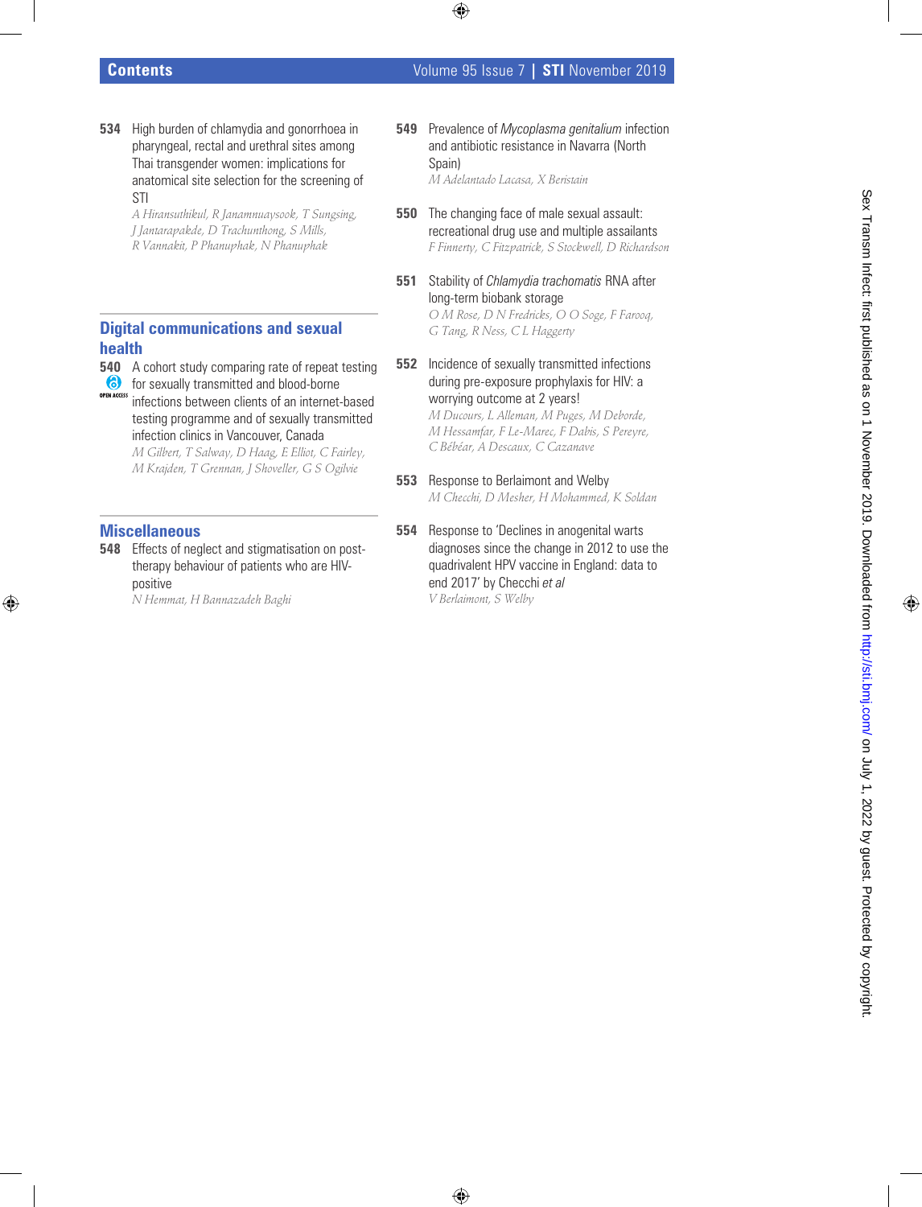**534** High burden of chlamydia and gonorrhoea in pharyngeal, rectal and urethral sites among Thai transgender women: implications for anatomical site selection for the screening of STI
*A Hiransuthikul, R Janamnuaysook, T Sungsing, J Jantarapakde, D Trachunthong, S Mills, R Vannakit, P Phanuphak, N Phanuphak*

## Digital communications and sexual health

**540** A cohort study comparing rate of repeat testing for sexually transmitted and blood-borne infections between clients of an internet-based testing programme and of sexually transmitted infection clinics in Vancouver, Canada
OPEN ACCESS
*M Gilbert, T Salway, D Haag, E Elliot, C Fairley, M Krajden, T Grennan, J Shoveller, G S Ogilvie*

## Miscellaneous

**548** Effects of neglect and stigmatisation on post-therapy behaviour of patients who are HIV-positive
*N Hemmat, H Bannazadeh Baghi*

**549** Prevalence of *Mycoplasma genitalium* infection and antibiotic resistance in Navarra (North Spain)
*M Adelantado Lacasa, X Beristain*

**550** The changing face of male sexual assault: recreational drug use and multiple assailants
*F Finnerty, C Fitzpatrick, S Stockwell, D Richardson*

**551** Stability of *Chlamydia trachomatis* RNA after long-term biobank storage
*O M Rose, D N Fredricks, O O Soge, F Farooq, G Tang, R Ness, C L Haggerty*

**552** Incidence of sexually transmitted infections during pre-exposure prophylaxis for HIV: a worrying outcome at 2 years!
*M Ducours, L Alleman, M Puges, M Deborde, M Hessamfar, F Le-Marec, F Dabis, S Pereyre, C Bébéar, A Descaux, C Cazanave*

**553** Response to Berlaimont and Welby
*M Checchi, D Mesher, H Mohammed, K Soldan*

**554** Response to 'Declines in anogenital warts diagnoses since the change in 2012 to use the quadrivalent HPV vaccine in England: data to end 2017' by Checchi *et al*
*V Berlaimont, S Welby*